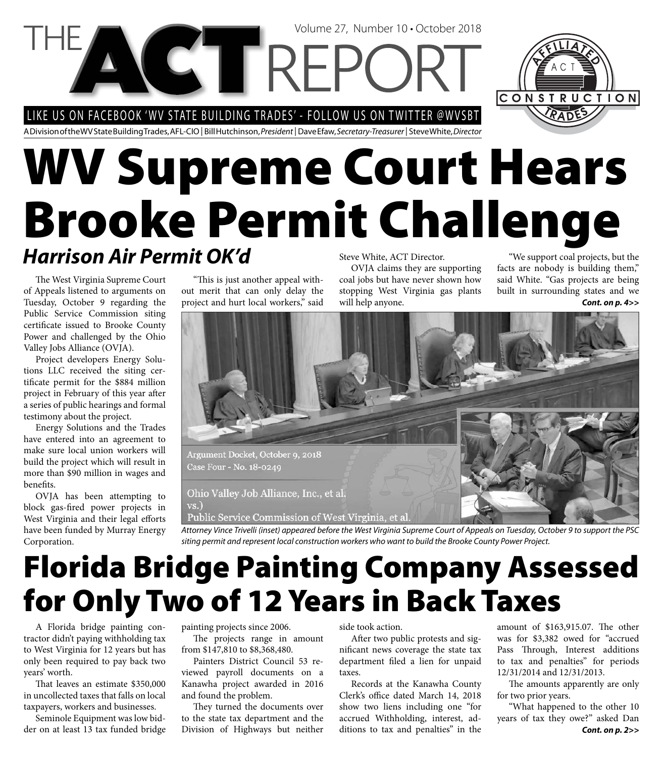# THE ACT REPORT

Volume 27, Number 10 • October 2018

LIKE US ON FACEBOOK 'WV STATE BUILDING TRADES' - FOLLOW US ON TWITTER @WVSBT

A Division of the WV State Building Trades, AFL-CIO | Bill Hutchinson, *President* | Dave Efaw, *Secretary-Treasurer* | Steve White, *Director*

# WV Supreme Court Hears Brooke Permit Challenge

## *Harrison Air Permit OK'd*

The West Virginia Supreme Court of Appeals listened to arguments on Tuesday, October 9 regarding the Public Service Commission siting certificate issued to Brooke County Power and challenged by the Ohio Valley Jobs Alliance (OVJA).

Project developers Energy Solutions LLC received the siting certificate permit for the $884 million project in February of this year after a series of public hearings and formal testimony about the project.

Energy Solutions and the Trades have entered into an agreement to make sure local union workers will build the project which will result in more than $90 million in wages and benefits.

OVJA has been attempting to block gas-fired power projects in West Virginia and their legal efforts have been funded by Murray Energy Corporation.

"This is just another appeal without merit that can only delay the project and hurt local workers," said Steve White, ACT Director.

OVJA claims they are supporting coal jobs but have never shown how stopping West Virginia gas plants will help anyone.

"We support coal projects, but the facts are nobody is building them," said White. "Gas projects are being built in surrounding states and we

***Cont. on p. 4>>***

Argument Docket, October 9, 2018
Case Four - No. 18-0249

Ohio Valley Job Alliance, Inc., et al.
vs.)
Public Service Commission of West Virginia, et al.

*Attorney Vince Trivelli (inset) appeared before the West Virginia Supreme Court of Appeals on Tuesday, October 9 to support the PSC siting permit and represent local construction workers who want to build the Brooke County Power Project.*

# Florida Bridge Painting Company Assessed for Only Two of 12 Years in Back Taxes

A Florida bridge painting contractor didn't paying withholding tax to West Virginia for 12 years but has only been required to pay back two years' worth.

That leaves an estimate $350,000 in uncollected taxes that falls on local taxpayers, workers and businesses.

Seminole Equipment was low bidder on at least 13 tax funded bridge painting projects since 2006.

The projects range in amount from $147,810 to $8,368,480.

Painters District Council 53 reviewed payroll documents on a Kanawha project awarded in 2016 and found the problem.

They turned the documents over to the state tax department and the Division of Highways but neither side took action.

After two public protests and significant news coverage the state tax department filed a lien for unpaid taxes.

Records at the Kanawha County Clerk's office dated March 14, 2018 show two liens including one "for accrued Withholding, interest, additions to tax and penalties" in the amount of $163,915.07. The other was for $3,382 owed for "accrued Pass Through, Interest additions to tax and penalties" for periods 12/31/2014 and 12/31/2013.

The amounts apparently are only for two prior years.

"What happened to the other 10 years of tax they owe?" asked Dan

***Cont. on p. 2>>***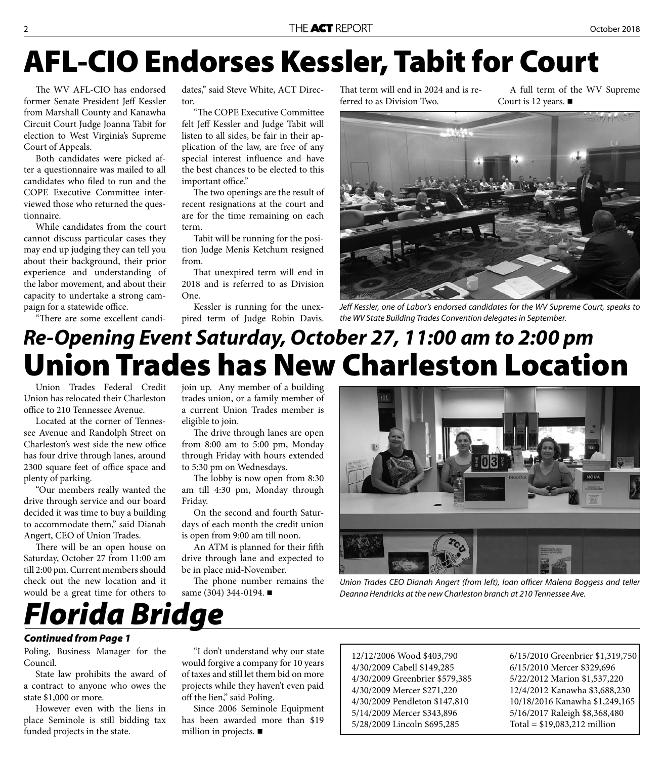# AFL-CIO Endorses Kessler, Tabit for Court

The WV AFL-CIO has endorsed former Senate President Jeff Kessler from Marshall County and Kanawha Circuit Court Judge Joanna Tabit for election to West Virginia's Supreme Court of Appeals.

Both candidates were picked after a questionnaire was mailed to all candidates who filed to run and the COPE Executive Committee interviewed those who returned the questionnaire.

While candidates from the court cannot discuss particular cases they may end up judging they can tell you about their background, their prior experience and understanding of the labor movement, and about their capacity to undertake a strong campaign for a statewide office.

"There are some excellent candidates," said Steve White, ACT Director.

"The COPE Executive Committee felt Jeff Kessler and Judge Tabit will listen to all sides, be fair in their application of the law, are free of any special interest influence and have the best chances to be elected to this important office."

The two openings are the result of recent resignations at the court and are for the time remaining on each term.

Tabit will be running for the position Judge Menis Ketchum resigned from.

That unexpired term will end in 2018 and is referred to as Division One.

Kessler is running for the unexpired term of Judge Robin Davis. That term will end in 2024 and is referred to as Division Two.

A full term of the WV Supreme Court is 12 years. ■

*Jeff Kessler, one of Labor's endorsed candidates for the WV Supreme Court, speaks to the WV State Building Trades Convention delegates in September.*

## *Re-Opening Event Saturday, October 27, 11:00 am to 2:00 pm*

# Union Trades has New Charleston Location

Union Trades Federal Credit Union has relocated their Charleston office to 210 Tennessee Avenue.

Located at the corner of Tennessee Avenue and Randolph Street on Charleston's west side the new office has four drive through lanes, around 2300 square feet of office space and plenty of parking.

"Our members really wanted the drive through service and our board decided it was time to buy a building to accommodate them," said Dianah Angert, CEO of Union Trades.

There will be an open house on Saturday, October 27 from 11:00 am till 2:00 pm. Current members should check out the new location and it would be a great time for others to join up. Any member of a building trades union, or a family member of a current Union Trades member is eligible to join.

The drive through lanes are open from 8:00 am to 5:00 pm, Monday through Friday with hours extended to 5:30 pm on Wednesdays.

The lobby is now open from 8:30 am till 4:30 pm, Monday through Friday.

On the second and fourth Saturdays of each month the credit union is open from 9:00 am till noon.

An ATM is planned for their fifth drive through lane and expected to be in place mid-November.

The phone number remains the same (304) 344-0194. ■

*Union Trades CEO Dianah Angert (from left), loan officer Malena Boggess and teller Deanna Hendricks at the new Charleston branch at 210 Tennessee Ave.*

# *Florida Bridge*

***Continued from Page 1***

Poling, Business Manager for the Council.

State law prohibits the award of a contract to anyone who owes the state $1,000 or more.

However even with the liens in place Seminole is still bidding tax funded projects in the state.

"I don't understand why our state would forgive a company for 10 years of taxes and still let them bid on more projects while they haven't even paid off the lien," said Poling.

Since 2006 Seminole Equipment has been awarded more than $19 million in projects. ■

12/12/2006 Wood $403,790
4/30/2009 Cabell $149,285
4/30/2009 Greenbrier $579,385
4/30/2009 Mercer $271,220
4/30/2009 Pendleton $147,810
5/14/2009 Mercer $343,896
5/28/2009 Lincoln $695,285
6/15/2010 Greenbrier $1,319,750
6/15/2010 Mercer $329,696
5/22/2012 Marion $1,537,220
12/4/2012 Kanawha $3,688,230
10/18/2016 Kanawha $1,249,165
5/16/2017 Raleigh $8,368,480
Total = $19,083,212 million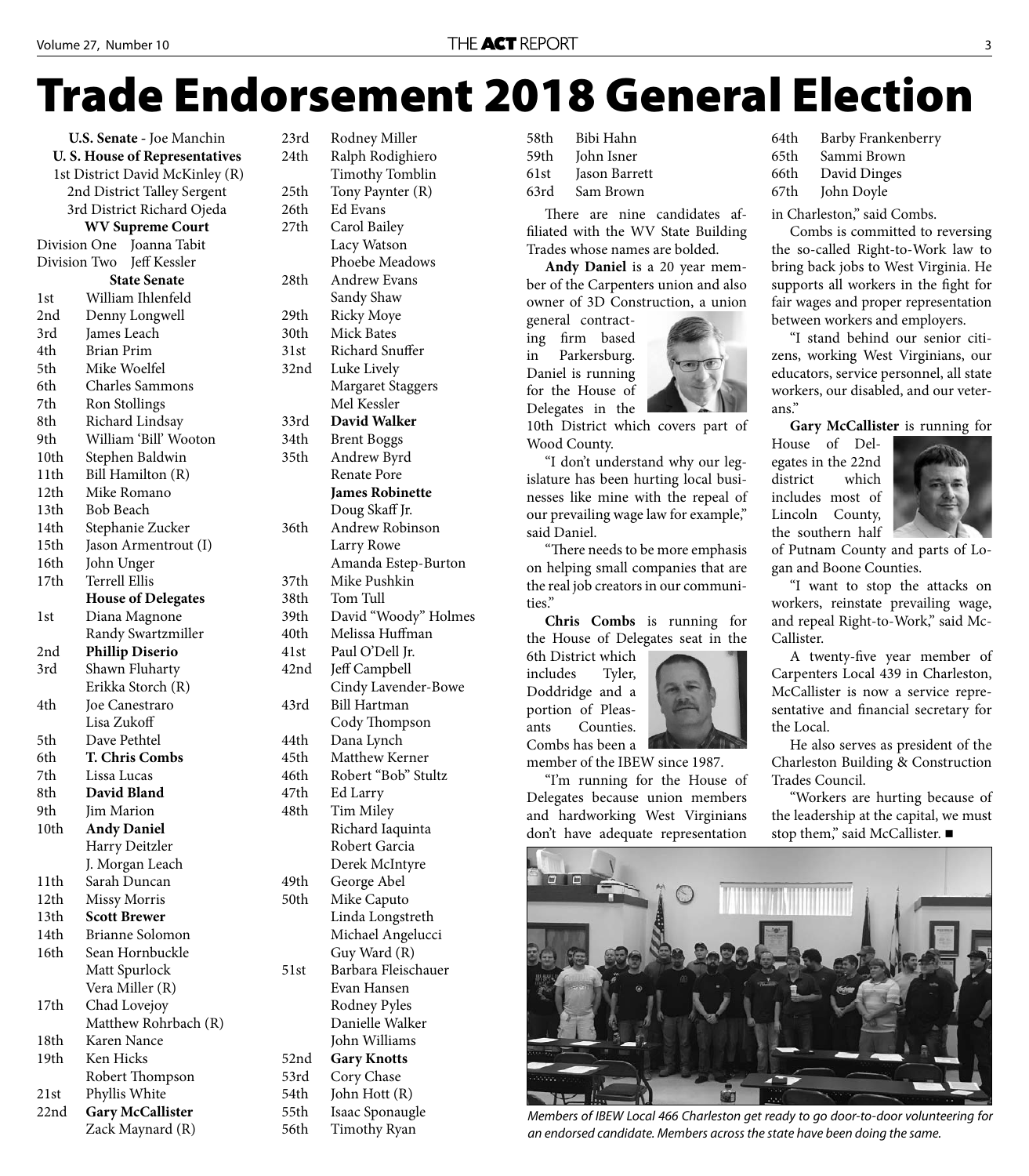# Trade Endorsement 2018 General Election

**U.S. Senate** - Joe Manchin

**U. S. House of Representatives**

1st District David McKinley (R)
2nd District Talley Sergent
3rd District Richard Ojeda

**WV Supreme Court**

Division One Joanna Tabit
Division Two Jeff Kessler

**State Senate**

| District | Candidate |
|---|---|
| 1st | William Ihlenfeld |
| 2nd | Denny Longwell |
| 3rd | James Leach |
| 4th | Brian Prim |
| 5th | Mike Woelfel |
| 6th | Charles Sammons |
| 7th | Ron Stollings |
| 8th | Richard Lindsay |
| 9th | William 'Bill' Wooton |
| 10th | Stephen Baldwin |
| 11th | Bill Hamilton (R) |
| 12th | Mike Romano |
| 13th | Bob Beach |
| 14th | Stephanie Zucker |
| 15th | Jason Armentrout (I) |
| 16th | John Unger |
| 17th | Terrell Ellis |

**House of Delegates**

| District | Candidate |
|---|---|
| 1st | Diana Magnone |
| | Randy Swartzmiller |
| 2nd | **Phillip Diserio** |
| 3rd | Shawn Fluharty |
| | Erikka Storch (R) |
| 4th | Joe Canestraro |
| | Lisa Zukoff |
| 5th | Dave Pethtel |
| 6th | **T. Chris Combs** |
| 7th | Lissa Lucas |
| 8th | **David Bland** |
| 9th | Jim Marion |
| 10th | **Andy Daniel** |
| | Harry Deitzler |
| | J. Morgan Leach |
| 11th | Sarah Duncan |
| 12th | Missy Morris |
| 13th | **Scott Brewer** |
| 14th | Brianne Solomon |
| 16th | Sean Hornbuckle |
| | Matt Spurlock |
| | Vera Miller (R) |
| 17th | Chad Lovejoy |
| | Matthew Rohrbach (R) |
| 18th | Karen Nance |
| 19th | Ken Hicks |
| | Robert Thompson |
| 21st | Phyllis White |
| 22nd | **Gary McCallister** |
| | Zack Maynard (R) |
| 23rd | Rodney Miller |
| 24th | Ralph Rodighiero |
| | Timothy Tomblin |
| 25th | Tony Paynter (R) |
| 26th | Ed Evans |
| 27th | Carol Bailey |
| | Lacy Watson |
| | Phoebe Meadows |
| 28th | Andrew Evans |
| | Sandy Shaw |
| 29th | Ricky Moye |
| 30th | Mick Bates |
| 31st | Richard Snuffer |
| 32nd | Luke Lively |
| | Margaret Staggers |
| | Mel Kessler |
| 33rd | **David Walker** |
| 34th | Brent Boggs |
| 35th | Andrew Byrd |
| | Renate Pore |
| | **James Robinette** |
| | Doug Skaff Jr. |
| 36th | Andrew Robinson |
| | Larry Rowe |
| | Amanda Estep-Burton |
| 37th | Mike Pushkin |
| 38th | Tom Tull |
| 39th | David "Woody" Holmes |
| 40th | Melissa Huffman |
| 41st | Paul O'Dell Jr. |
| 42nd | Jeff Campbell |
| | Cindy Lavender-Bowe |
| 43rd | Bill Hartman |
| | Cody Thompson |
| 44th | Dana Lynch |
| 45th | Matthew Kerner |
| 46th | Robert "Bob" Stultz |
| 47th | Ed Larry |
| 48th | Tim Miley |
| | Richard Iaquinta |
| | Robert Garcia |
| | Derek McIntyre |
| 49th | George Abel |
| 50th | Mike Caputo |
| | Linda Longstreth |
| | Michael Angelucci |
| | Guy Ward (R) |
| 51st | Barbara Fleischauer |
| | Evan Hansen |
| | Rodney Pyles |
| | Danielle Walker |
| | John Williams |
| 52nd | **Gary Knotts** |
| 53rd | Cory Chase |
| 54th | John Hott (R) |
| 55th | Isaac Sponaugle |
| 56th | Timothy Ryan |
| 58th | Bibi Hahn |
| 59th | John Isner |
| 61st | Jason Barrett |
| 63rd | Sam Brown |
| 64th | Barby Frankenberry |
| 65th | Sammi Brown |
| 66th | David Dinges |
| 67th | John Doyle |

There are nine candidates affiliated with the WV State Building Trades whose names are bolded.

**Andy Daniel** is a 20 year member of the Carpenters union and also owner of 3D Construction, a union general contracting firm based in Parkersburg. Daniel is running for the House of Delegates in the 10th District which covers part of Wood County.

"I don't understand why our legislature has been hurting local businesses like mine with the repeal of our prevailing wage law for example," said Daniel.

"There needs to be more emphasis on helping small companies that are the real job creators in our communities."

**Chris Combs** is running for the House of Delegates seat in the 6th District which includes Tyler, Doddridge and a portion of Pleasants Counties. Combs has been a member of the IBEW since 1987.

"I'm running for the House of Delegates because union members and hardworking West Virginians don't have adequate representation in Charleston," said Combs.

Combs is committed to reversing the so-called Right-to-Work law to bring back jobs to West Virginia. He supports all workers in the fight for fair wages and proper representation between workers and employers.

"I stand behind our senior citizens, working West Virginians, our educators, service personnel, all state workers, our disabled, and our veterans."

**Gary McCallister** is running for House of Delegates in the 22nd district which includes most of Lincoln County, the southern half of Putnam County and parts of Logan and Boone Counties.

"I want to stop the attacks on workers, reinstate prevailing wage, and repeal Right-to-Work," said McCallister.

A twenty-five year member of Carpenters Local 439 in Charleston, McCallister is now a service representative and financial secretary for the Local.

He also serves as president of the Charleston Building & Construction Trades Council.

"Workers are hurting because of the leadership at the capital, we must stop them," said McCallister. ■

*Members of IBEW Local 466 Charleston get ready to go door-to-door volunteering for an endorsed candidate. Members across the state have been doing the same.*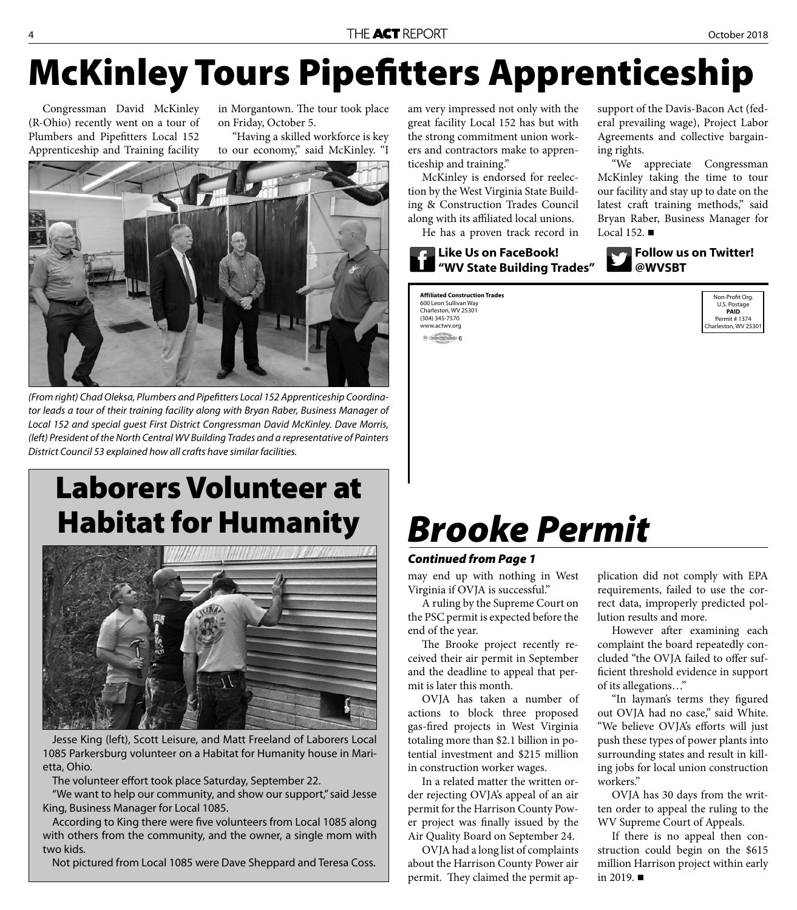# McKinley Tours Pipefitters Apprenticeship

Congressman David McKinley (R-Ohio) recently went on a tour of Plumbers and Pipefitters Local 152 Apprenticeship and Training facility in Morgantown. The tour took place on Friday, October 5.

"Having a skilled workforce is key to our economy," said McKinley. "I am very impressed not only with the great facility Local 152 has but with the strong commitment union workers and contractors make to apprenticeship and training."

McKinley is endorsed for reelection by the West Virginia State Building & Construction Trades Council along with its affiliated local unions.

He has a proven track record in support of the Davis-Bacon Act (federal prevailing wage), Project Labor Agreements and collective bargaining rights.

"We appreciate Congressman McKinley taking the time to tour our facility and stay up to date on the latest craft training methods," said Bryan Raber, Business Manager for Local 152. ■

*(From right) Chad Oleksa, Plumbers and Pipefitters Local 152 Apprenticeship Coordinator leads a tour of their training facility along with Bryan Raber, Business Manager of Local 152 and special guest First District Congressman David McKinley. Dave Morris, (left) President of the North Central WV Building Trades and a representative of Painters District Council 53 explained how all crafts have similar facilities.*

**Like Us on FaceBook! "WV State Building Trades"**

**Follow us on Twitter! @WVSBT**

**Affiliated Construction Trades**
600 Leon Sullivan Way
Charleston, WV 25301
(304) 345-7570
www.actwv.org

Non-Profit Org.
U.S. Postage
**PAID**
Permit # 1374
Charleston, WV 25301

## Laborers Volunteer at Habitat for Humanity

Jesse King (left), Scott Leisure, and Matt Freeland of Laborers Local 1085 Parkersburg volunteer on a Habitat for Humanity house in Marietta, Ohio.

The volunteer effort took place Saturday, September 22.

"We want to help our community, and show our support," said Jesse King, Business Manager for Local 1085.

According to King there were five volunteers from Local 1085 along with others from the community, and the owner, a single mom with two kids.

Not pictured from Local 1085 were Dave Sheppard and Teresa Coss.

## *Brooke Permit*

***Continued from Page 1***

may end up with nothing in West Virginia if OVJA is successful."

A ruling by the Supreme Court on the PSC permit is expected before the end of the year.

The Brooke project recently received their air permit in September and the deadline to appeal that permit is later this month.

OVJA has taken a number of actions to block three proposed gas-fired projects in West Virginia totaling more than $2.1 billion in potential investment and $215 million in construction worker wages.

In a related matter the written order rejecting OVJA's appeal of an air permit for the Harrison County Power project was finally issued by the Air Quality Board on September 24.

OVJA had a long list of complaints about the Harrison County Power air permit. They claimed the permit application did not comply with EPA requirements, failed to use the correct data, improperly predicted pollution results and more.

However after examining each complaint the board repeatedly concluded "the OVJA failed to offer sufficient threshold evidence in support of its allegations…"

"In layman's terms they figured out OVJA had no case," said White. "We believe OVJA's efforts will just push these types of power plants into surrounding states and result in killing jobs for local union construction workers."

OVJA has 30 days from the written order to appeal the ruling to the WV Supreme Court of Appeals.

If there is no appeal then construction could begin on the $615 million Harrison project within early in 2019. ■